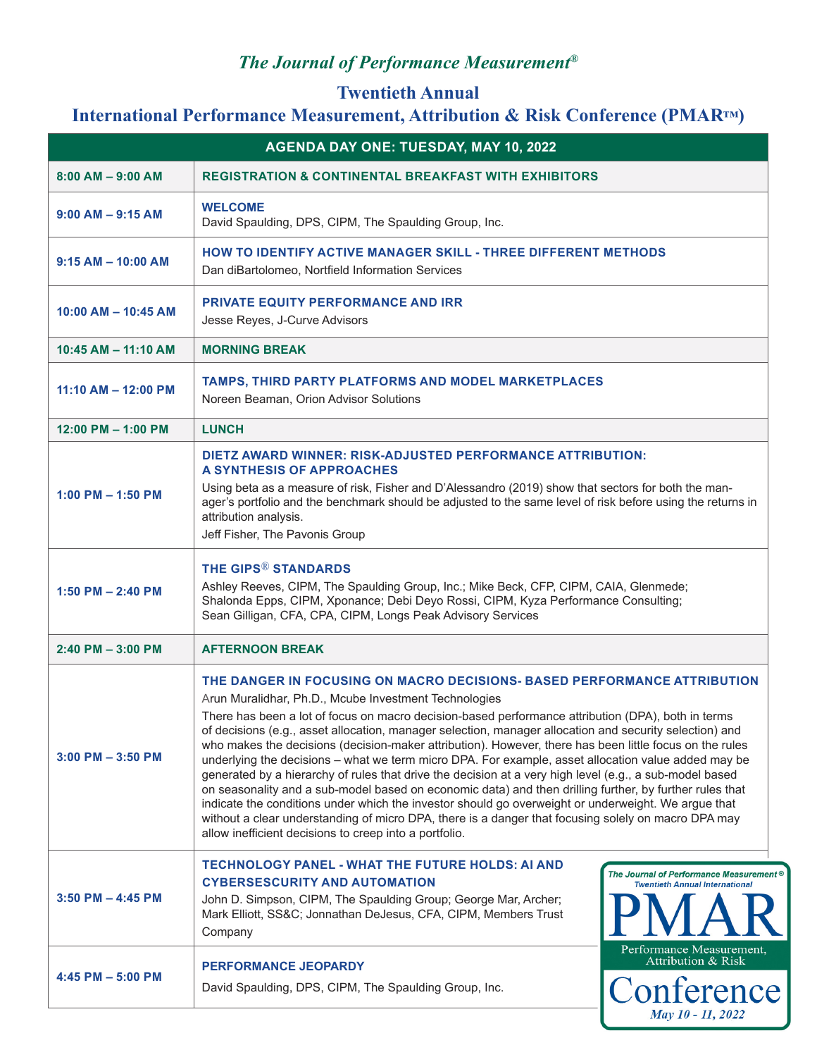*The Journal of Performance Measurement®*

# Twentieth Annual International Performance Measurement, Attribution & Risk Conference (PMAR™)

| AGENDA DAY ONE: TUESDAY, MAY 10, 2022 | |
|---|---|
| 8:00 AM – 9:00 AM | **REGISTRATION & CONTINENTAL BREAKFAST WITH EXHIBITORS** |
| 9:00 AM – 9:15 AM | **WELCOME**<br>David Spaulding, DPS, CIPM, The Spaulding Group, Inc. |
| 9:15 AM – 10:00 AM | **HOW TO IDENTIFY ACTIVE MANAGER SKILL - THREE DIFFERENT METHODS**<br>Dan diBartolomeo, Nortfield Information Services |
| 10:00 AM – 10:45 AM | **PRIVATE EQUITY PERFORMANCE AND IRR**<br>Jesse Reyes, J-Curve Advisors |
| 10:45 AM – 11:10 AM | **MORNING BREAK** |
| 11:10 AM – 12:00 PM | **TAMPS, THIRD PARTY PLATFORMS AND MODEL MARKETPLACES**<br>Noreen Beaman, Orion Advisor Solutions |
| 12:00 PM – 1:00 PM | **LUNCH** |
| 1:00 PM – 1:50 PM | **DIETZ AWARD WINNER: RISK-ADJUSTED PERFORMANCE ATTRIBUTION: A SYNTHESIS OF APPROACHES**<br>Using beta as a measure of risk, Fisher and D'Alessandro (2019) show that sectors for both the manager's portfolio and the benchmark should be adjusted to the same level of risk before using the returns in attribution analysis.<br>Jeff Fisher, The Pavonis Group |
| 1:50 PM – 2:40 PM | **THE GIPS® STANDARDS**<br>Ashley Reeves, CIPM, The Spaulding Group, Inc.; Mike Beck, CFP, CIPM, CAIA, Glenmede; Shalonda Epps, CIPM, Xponance; Debi Deyo Rossi, CIPM, Kyza Performance Consulting; Sean Gilligan, CFA, CPA, CIPM, Longs Peak Advisory Services |
| 2:40 PM – 3:00 PM | **AFTERNOON BREAK** |
| 3:00 PM – 3:50 PM | **THE DANGER IN FOCUSING ON MACRO DECISIONS- BASED PERFORMANCE ATTRIBUTION**<br>Arun Muralidhar, Ph.D., Mcube Investment Technologies<br>There has been a lot of focus on macro decision-based performance attribution (DPA), both in terms of decisions (e.g., asset allocation, manager selection, manager allocation and security selection) and who makes the decisions (decision-maker attribution). However, there has been little focus on the rules underlying the decisions – what we term micro DPA. For example, asset allocation value added may be generated by a hierarchy of rules that drive the decision at a very high level (e.g., a sub-model based on seasonality and a sub-model based on economic data) and then drilling further, by further rules that indicate the conditions under which the investor should go overweight or underweight. We argue that without a clear understanding of micro DPA, there is a danger that focusing solely on macro DPA may allow inefficient decisions to creep into a portfolio. |
| 3:50 PM – 4:45 PM | **TECHNOLOGY PANEL - WHAT THE FUTURE HOLDS: AI AND CYBERSESCURITY AND AUTOMATION**<br>John D. Simpson, CIPM, The Spaulding Group; George Mar, Archer; Mark Elliott, SS&C; Jonnathan DeJesus, CFA, CIPM, Members Trust Company |
| 4:45 PM – 5:00 PM | **PERFORMANCE JEOPARDY**<br>David Spaulding, DPS, CIPM, The Spaulding Group, Inc. |

*The Journal of Performance Measurement®* Twentieth Annual International
PMAR
Performance Measurement, Attribution & Risk
Conference
*May 10 - 11, 2022*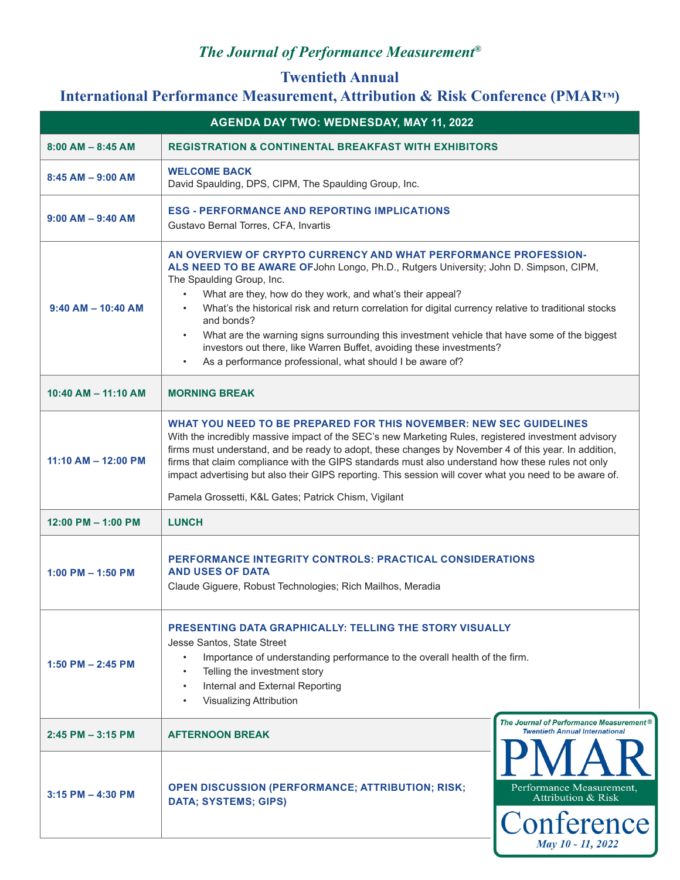*The Journal of Performance Measurement®*

# Twentieth Annual International Performance Measurement, Attribution & Risk Conference (PMAR™)

| AGENDA DAY TWO: WEDNESDAY, MAY 11, 2022 | |
|---|---|
| **8:00 AM – 8:45 AM** | **REGISTRATION & CONTINENTAL BREAKFAST WITH EXHIBITORS** |
| **8:45 AM – 9:00 AM** | **WELCOME BACK**<br>David Spaulding, DPS, CIPM, The Spaulding Group, Inc. |
| **9:00 AM – 9:40 AM** | **ESG - PERFORMANCE AND REPORTING IMPLICATIONS**<br>Gustavo Bernal Torres, CFA, Invartis |
| **9:40 AM – 10:40 AM** | **AN OVERVIEW OF CRYPTO CURRENCY AND WHAT PERFORMANCE PROFESSIONALS NEED TO BE AWARE OF**John Longo, Ph.D., Rutgers University; John D. Simpson, CIPM, The Spaulding Group, Inc.<br>• What are they, how do they work, and what's their appeal?<br>• What's the historical risk and return correlation for digital currency relative to traditional stocks and bonds?<br>• What are the warning signs surrounding this investment vehicle that have some of the biggest investors out there, like Warren Buffet, avoiding these investments?<br>• As a performance professional, what should I be aware of? |
| **10:40 AM – 11:10 AM** | **MORNING BREAK** |
| **11:10 AM – 12:00 PM** | **WHAT YOU NEED TO BE PREPARED FOR THIS NOVEMBER: NEW SEC GUIDELINES**<br>With the incredibly massive impact of the SEC's new Marketing Rules, registered investment advisory firms must understand, and be ready to adopt, these changes by November 4 of this year. In addition, firms that claim compliance with the GIPS standards must also understand how these rules not only impact advertising but also their GIPS reporting. This session will cover what you need to be aware of.<br><br>Pamela Grossetti, K&L Gates; Patrick Chism, Vigilant |
| **12:00 PM – 1:00 PM** | **LUNCH** |
| **1:00 PM – 1:50 PM** | **PERFORMANCE INTEGRITY CONTROLS: PRACTICAL CONSIDERATIONS AND USES OF DATA**<br>Claude Giguere, Robust Technologies; Rich Mailhos, Meradia |
| **1:50 PM – 2:45 PM** | **PRESENTING DATA GRAPHICALLY: TELLING THE STORY VISUALLY**<br>Jesse Santos, State Street<br>• Importance of understanding performance to the overall health of the firm.<br>• Telling the investment story<br>• Internal and External Reporting<br>• Visualizing Attribution |
| **2:45 PM – 3:15 PM** | **AFTERNOON BREAK** |
| **3:15 PM – 4:30 PM** | **OPEN DISCUSSION (PERFORMANCE; ATTRIBUTION; RISK; DATA; SYSTEMS; GIPS)** |

*The Journal of Performance Measurement®*
*Twentieth Annual International*
PMAR
Performance Measurement, Attribution & Risk
Conference
*May 10 - 11, 2022*